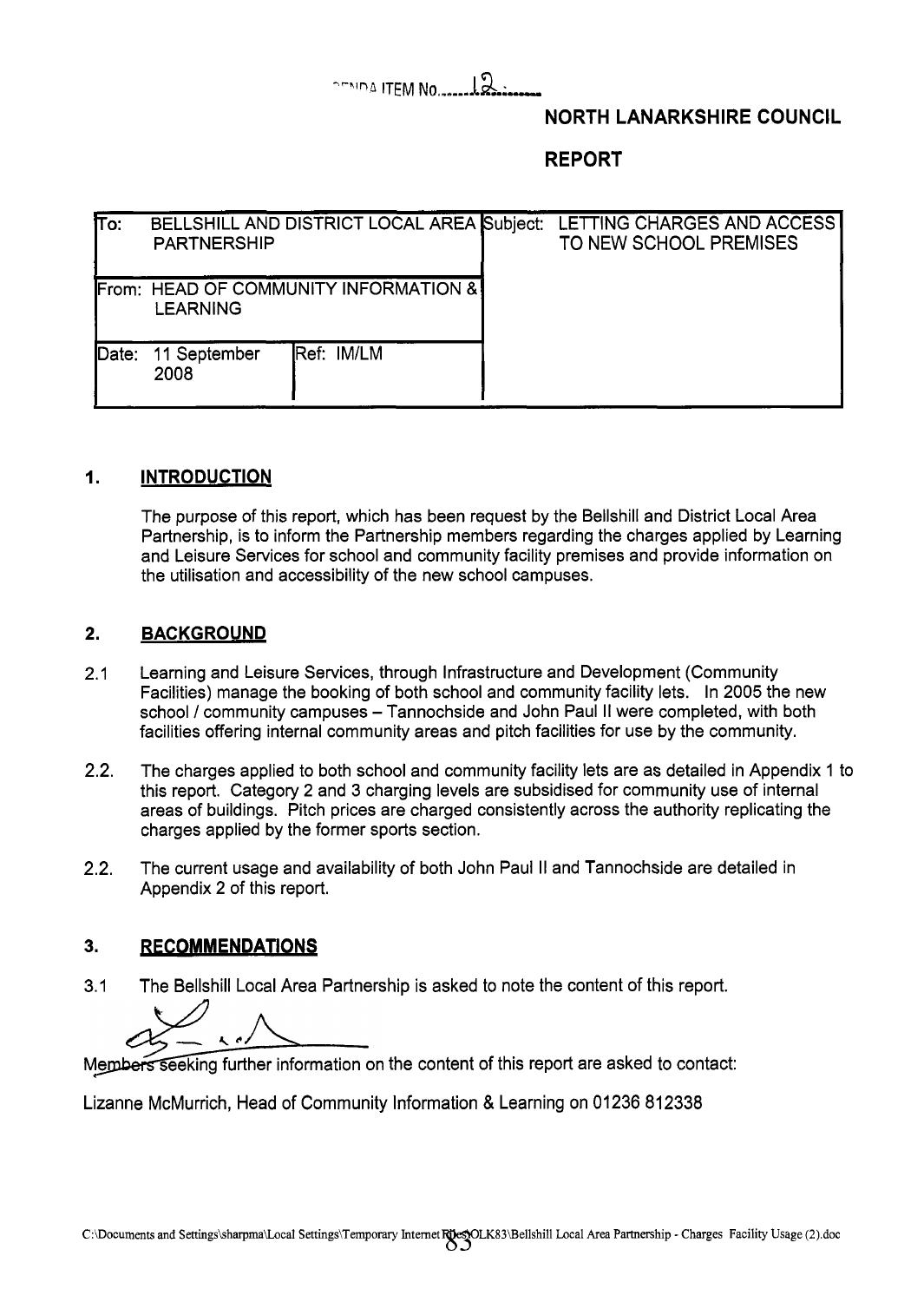AGENDA ITEM No. 12

**NORTH LANARKSHIRE COUNCIL**

**REPORT**

| To: BELLSHILL AND DISTRICT LOCAL AREA PARTNERSHIP | | Subject: LETTING CHARGES AND ACCESS TO NEW SCHOOL PREMISES |
|---|---|---|
| From: HEAD OF COMMUNITY INFORMATION & LEARNING | | |
| Date: 11 September 2008 | Ref: IM/LM | |

## 1. INTRODUCTION

The purpose of this report, which has been request by the Bellshill and District Local Area Partnership, is to inform the Partnership members regarding the charges applied by Learning and Leisure Services for school and community facility premises and provide information on the utilisation and accessibility of the new school campuses.

## 2. BACKGROUND

2.1 Learning and Leisure Services, through Infrastructure and Development (Community Facilities) manage the booking of both school and community facility lets. In 2005 the new school / community campuses – Tannochside and John Paul II were completed, with both facilities offering internal community areas and pitch facilities for use by the community.

2.2. The charges applied to both school and community facility lets are as detailed in Appendix 1 to this report. Category 2 and 3 charging levels are subsidised for community use of internal areas of buildings. Pitch prices are charged consistently across the authority replicating the charges applied by the former sports section.

2.2. The current usage and availability of both John Paul II and Tannochside are detailed in Appendix 2 of this report.

## 3. RECOMMENDATIONS

3.1 The Bellshill Local Area Partnership is asked to note the content of this report.

Members seeking further information on the content of this report are asked to contact:

Lizanne McMurrich, Head of Community Information & Learning on 01236 812338

C:\Documents and Settings\sharpma\Local Settings\Temporary Internet Files\OLK83\Bellshill Local Area Partnership - Charges Facility Usage (2).doc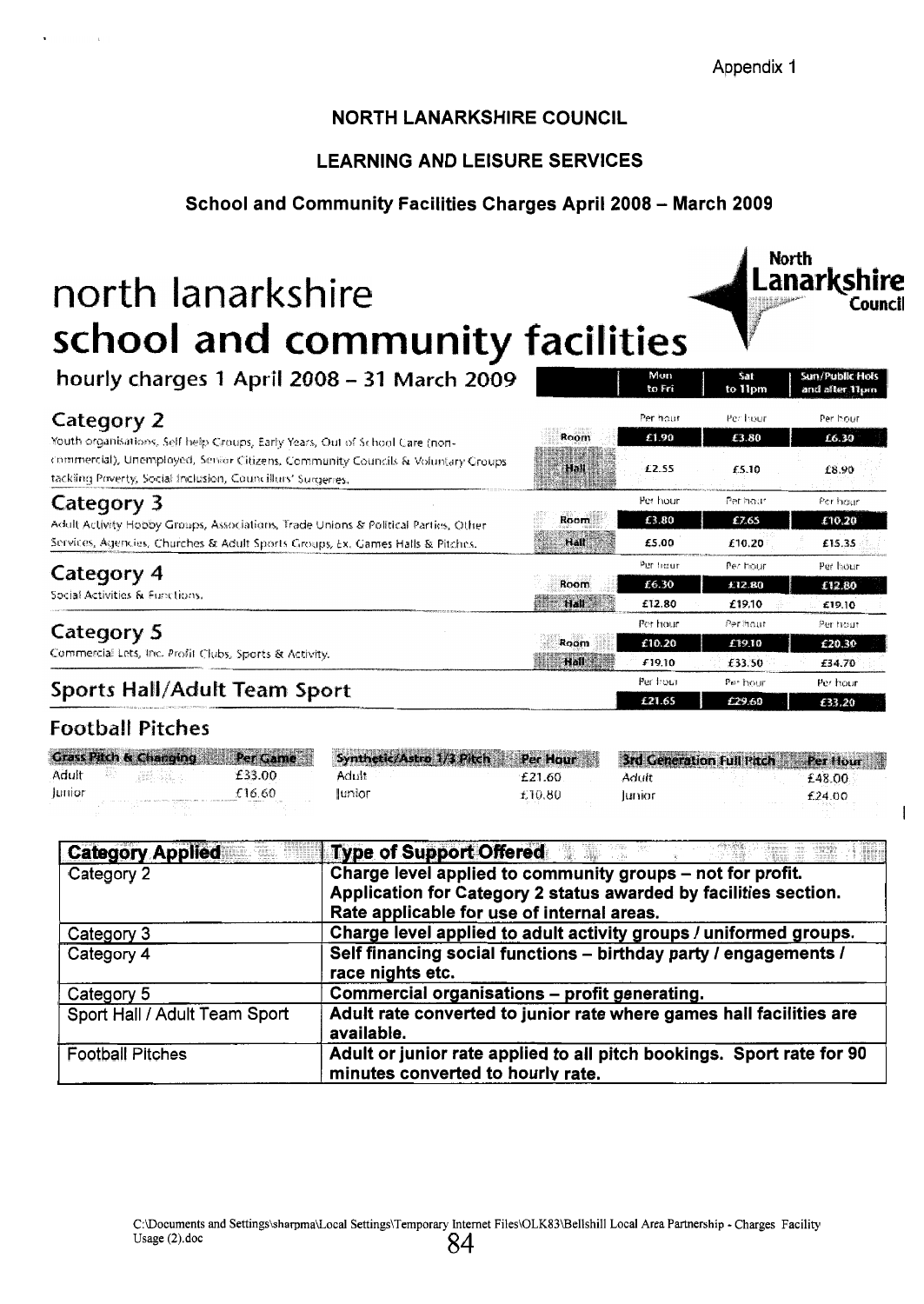Appendix 1

**NORTH LANARKSHIRE COUNCIL**

**LEARNING AND LEISURE SERVICES**

**School and Community Facilities Charges April 2008 – March 2009**

# north lanarkshire school and community facilities

North Lanarkshire Council

## hourly charges 1 April 2008 – 31 March 2009

| | | Mon to Fri | Sat to 11pm | Sun/Public Hols and after 11pm |
|---|---|---|---|---|
| **Category 2**<br>Youth organisations, Self help Groups, Early Years, Out of School Care (non-commercial), Unemployed, Senior Citizens, Community Councils & Voluntary Groups tackling Poverty, Social Inclusion, Councillors' Surgeries. | | Per hour | Per hour | Per hour |
| | Room | £1.90 | £3.80 | £6.30 |
| | Hall | £2.55 | £5.10 | £8.90 |
| **Category 3**<br>Adult Activity Hobby Groups, Associations, Trade Unions & Political Parties, Other Services, Agencies, Churches & Adult Sports Groups, Ex. Games Halls & Pitches. | | Per hour | Per hour | Per hour |
| | Room | £3.80 | £7.65 | £10.20 |
| | Hall | £5.00 | £10.20 | £15.35 |
| **Category 4**<br>Social Activities & Functions. | | Per hour | Per hour | Per hour |
| | Room | £6.30 | £12.80 | £12.80 |
| | Hall | £12.80 | £19.10 | £19.10 |
| **Category 5**<br>Commercial Lets, Inc. Profit Clubs, Sports & Activity. | | Per hour | Per hour | Per hour |
| | Room | £10.20 | £19.10 | £20.30 |
| | Hall | £19.10 | £33.50 | £34.70 |
| **Sports Hall/Adult Team Sport** | | Per hour | Per hour | Per hour |
| | | £21.65 | £29.60 | £33.20 |

### Football Pitches

| Grass Pitch & Changing | Per Game | Synthetic/Astro 1/3 Pitch | Per Hour | 3rd Generation Full Pitch | Per Hour |
|---|---|---|---|---|---|
| Adult | £33.00 | Adult | £21.60 | Adult | £48.00 |
| Junior | £16.60 | Junior | £10.80 | Junior | £24.00 |

| Category Applied | Type of Support Offered |
|---|---|
| Category 2 | **Charge level applied to community groups – not for profit. Application for Category 2 status awarded by facilities section. Rate applicable for use of internal areas.** |
| Category 3 | **Charge level applied to adult activity groups / uniformed groups.** |
| Category 4 | **Self financing social functions – birthday party / engagements / race nights etc.** |
| Category 5 | **Commercial organisations – profit generating.** |
| Sport Hall / Adult Team Sport | **Adult rate converted to junior rate where games hall facilities are available.** |
| Football Pitches | **Adult or junior rate applied to all pitch bookings. Sport rate for 90 minutes converted to hourly rate.** |

C:\Documents and Settings\sharpma\Local Settings\Temporary Internet Files\OLK83\Bellshill Local Area Partnership - Charges Facility Usage (2).doc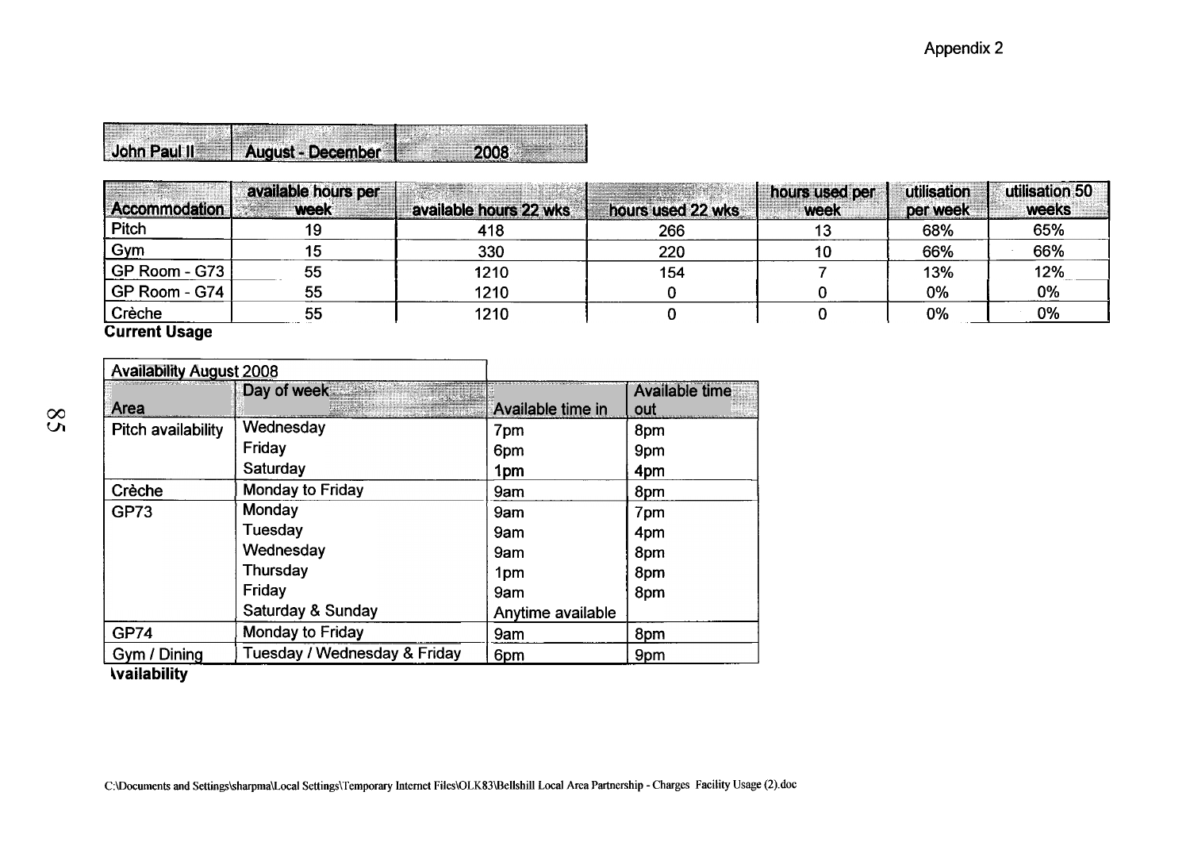Appendix 2

| John Paul II | August - December | 2008 |
|---|---|---|

| Accommodation | available hours per week | available hours 22 wks | hours used 22 wks | hours used per week | utilisation per week | utilisation 50 weeks |
|---|---|---|---|---|---|---|
| Pitch | 19 | 418 | 266 | 13 | 68% | 65% |
| Gym | 15 | 330 | 220 | 10 | 66% | 66% |
| GP Room - G73 | 55 | 1210 | 154 | 7 | 13% | 12% |
| GP Room - G74 | 55 | 1210 | 0 | 0 | 0% | 0% |
| Crèche | 55 | 1210 | 0 | 0 | 0% | 0% |

**Current Usage**

| Availability August 2008 | | | |
|---|---|---|---|
| Area | Day of week | Available time in | Available time out |
| Pitch availability | Wednesday | 7pm | 8pm |
| | Friday | 6pm | 9pm |
| | Saturday | 1pm | 4pm |
| Crèche | Monday to Friday | 9am | 8pm |
| GP73 | Monday | 9am | 7pm |
| | Tuesday | 9am | 4pm |
| | Wednesday | 9am | 8pm |
| | Thursday | 1pm | 8pm |
| | Friday | 9am | 8pm |
| | Saturday & Sunday | Anytime available | |
| GP74 | Monday to Friday | 9am | 8pm |
| Gym / Dining | Tuesday / Wednesday & Friday | 6pm | 9pm |

**\vailability**

C:\Documents and Settings\sharpma\Local Settings\Temporary Internet Files\OLK83\Bellshill Local Area Partnership - Charges Facility Usage (2).doc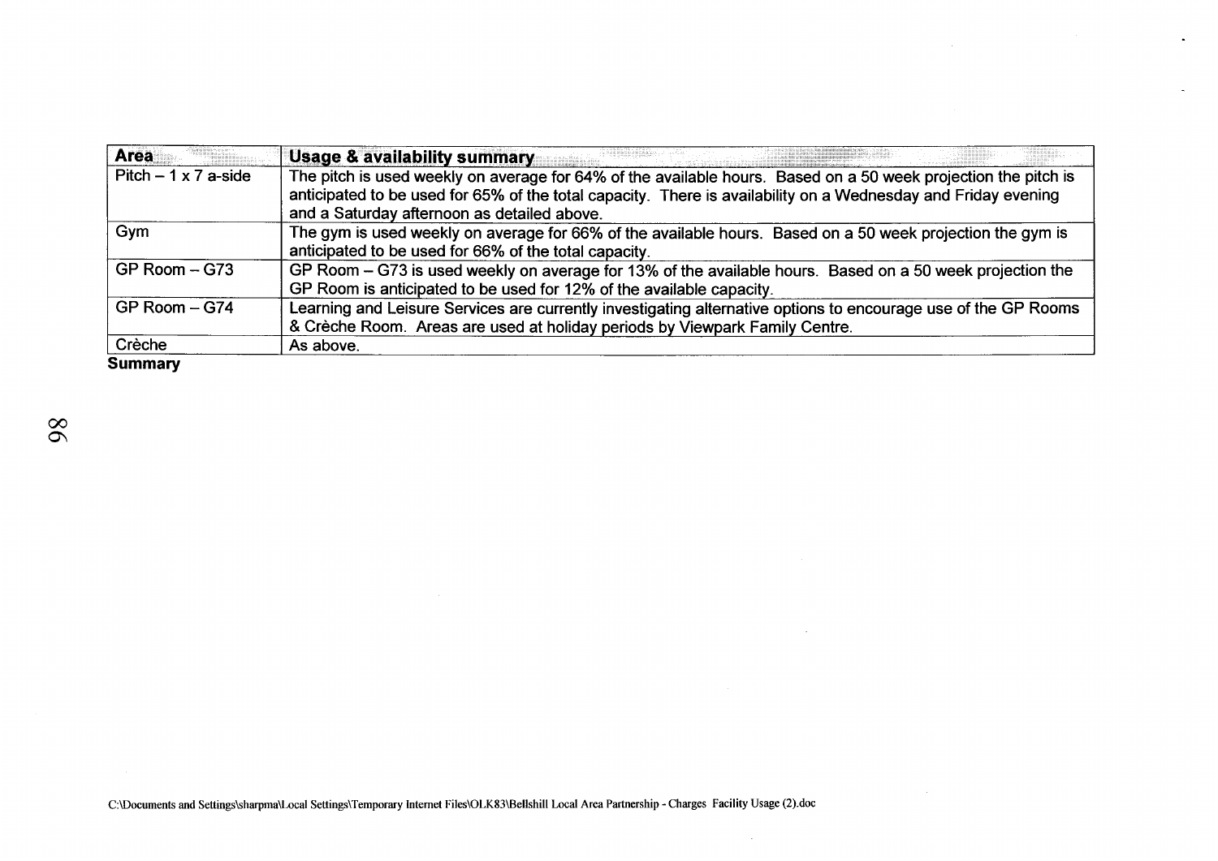| Area | Usage & availability summary |
|---|---|
| Pitch – 1 x 7 a-side | The pitch is used weekly on average for 64% of the available hours. Based on a 50 week projection the pitch is anticipated to be used for 65% of the total capacity. There is availability on a Wednesday and Friday evening and a Saturday afternoon as detailed above. |
| Gym | The gym is used weekly on average for 66% of the available hours. Based on a 50 week projection the gym is anticipated to be used for 66% of the total capacity. |
| GP Room – G73 | GP Room – G73 is used weekly on average for 13% of the available hours. Based on a 50 week projection the GP Room is anticipated to be used for 12% of the available capacity. |
| GP Room – G74 | Learning and Leisure Services are currently investigating alternative options to encourage use of the GP Rooms & Crèche Room. Areas are used at holiday periods by Viewpark Family Centre. |
| Crèche | As above. |

**Summary**

C:\Documents and Settings\sharpma\Local Settings\Temporary Internet Files\OLK83\Bellshill Local Area Partnership - Charges Facility Usage (2).doc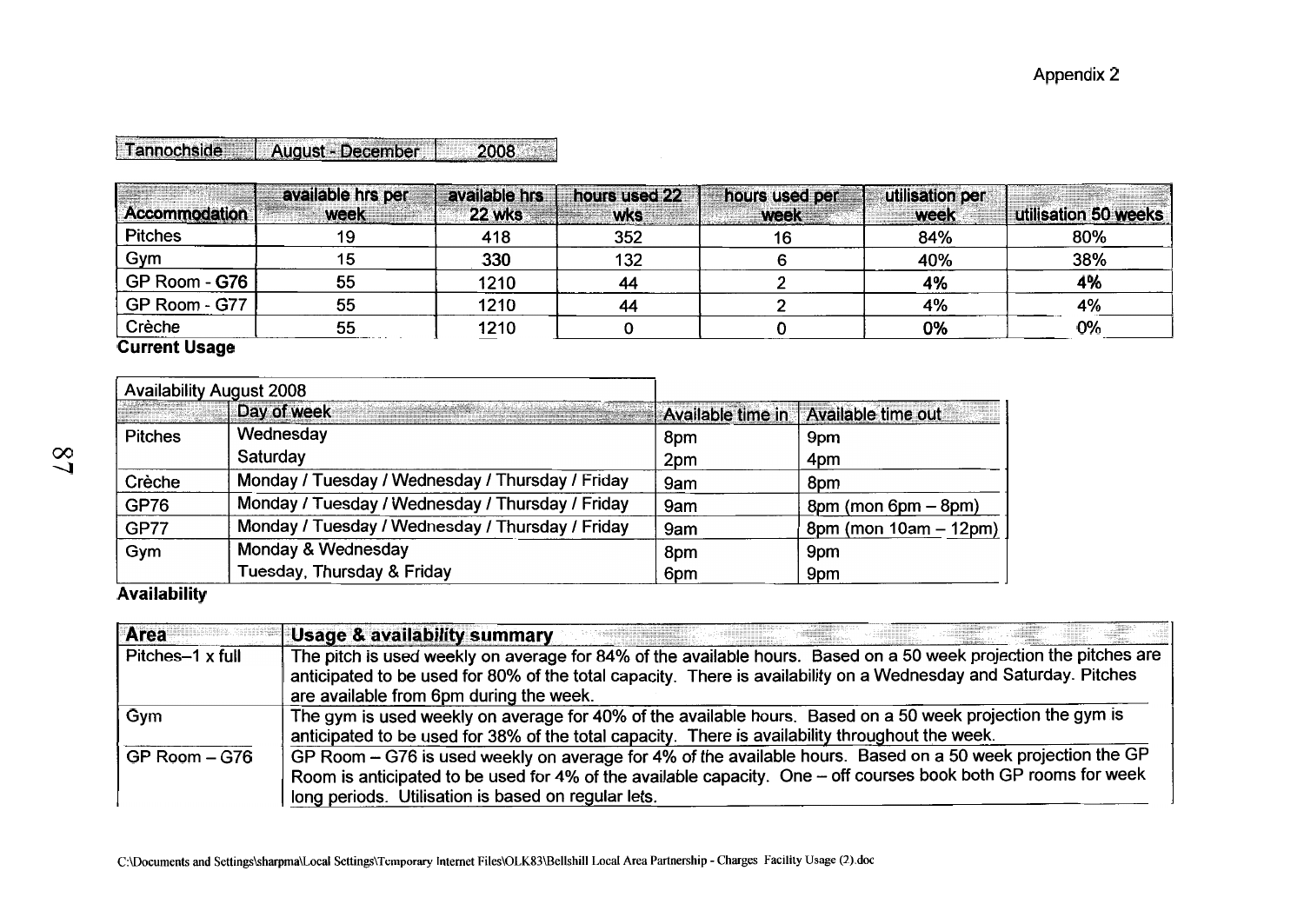Appendix 2

| Tannochside | August - December | 2008 |
|---|---|---|

| Accommodation | available hrs per week | available hrs 22 wks | hours used 22 wks | hours used per week | utilisation per week | utilisation 50 weeks |
|---|---|---|---|---|---|---|
| Pitches | 19 | 418 | 352 | 16 | 84% | 80% |
| Gym | 15 | 330 | 132 | 6 | 40% | 38% |
| GP Room - G76 | 55 | 1210 | 44 | 2 | 4% | 4% |
| GP Room - G77 | 55 | 1210 | 44 | 2 | 4% | 4% |
| Crèche | 55 | 1210 | 0 | 0 | 0% | 0% |

**Current Usage**

| Availability August 2008 | | | |
|---|---|---|---|
| | Day of week | Available time in | Available time out |
| Pitches | Wednesday | 8pm | 9pm |
| | Saturday | 2pm | 4pm |
| Crèche | Monday / Tuesday / Wednesday / Thursday / Friday | 9am | 8pm |
| GP76 | Monday / Tuesday / Wednesday / Thursday / Friday | 9am | 8pm (mon 6pm – 8pm) |
| GP77 | Monday / Tuesday / Wednesday / Thursday / Friday | 9am | 8pm (mon 10am – 12pm) |
| Gym | Monday & Wednesday | 8pm | 9pm |
| | Tuesday, Thursday & Friday | 6pm | 9pm |

**Availability**

| Area | Usage & availability summary |
|---|---|
| Pitches–1 x full | The pitch is used weekly on average for 84% of the available hours. Based on a 50 week projection the pitches are anticipated to be used for 80% of the total capacity. There is availability on a Wednesday and Saturday. Pitches are available from 6pm during the week. |
| Gym | The gym is used weekly on average for 40% of the available hours. Based on a 50 week projection the gym is anticipated to be used for 38% of the total capacity. There is availability throughout the week. |
| GP Room – G76 | GP Room – G76 is used weekly on average for 4% of the available hours. Based on a 50 week projection the GP Room is anticipated to be used for 4% of the available capacity. One – off courses book both GP rooms for week long periods. Utilisation is based on regular lets. |

C:\Documents and Settings\sharpma\Local Settings\Temporary Internet Files\OLK83\Bellshill Local Area Partnership - Charges Facility Usage (2).doc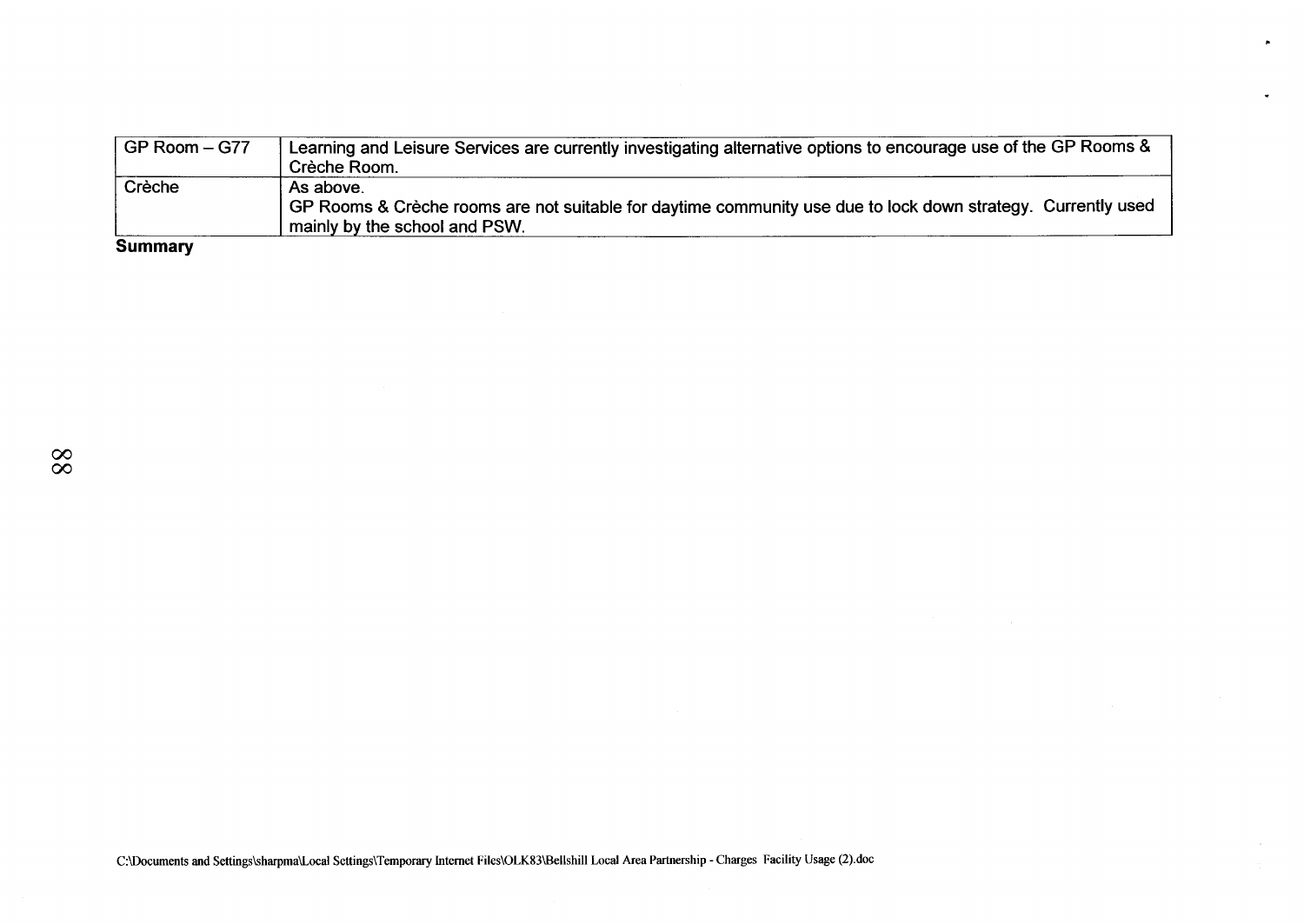| | |
|---|---|
| GP Room – G77 | Learning and Leisure Services are currently investigating alternative options to encourage use of the GP Rooms & Crèche Room. |
| Crèche | As above.<br>GP Rooms & Crèche rooms are not suitable for daytime community use due to lock down strategy. Currently used mainly by the school and PSW. |

**Summary**